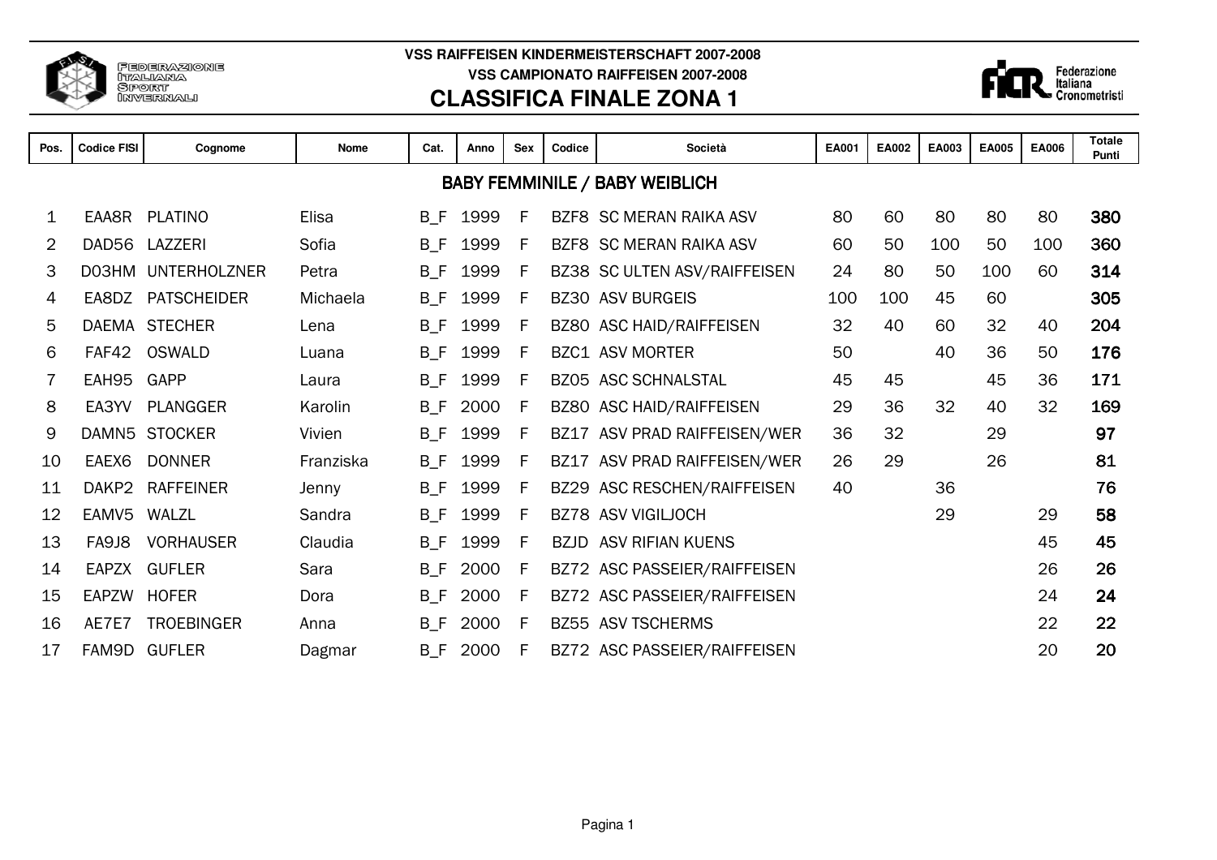FEDERAZIONE ITALIANA SPORT INVERNALI

VSS RAIFFEISEN KINDERMEISTERSCHAFT 2007-2008

VSS CAMPIONATO RAIFFEISEN 2007-2008

# CLASSIFICA FINALE ZONA 1

Federazione Italiana Cronometristi

| Pos. | Codice FISI | Cognome | Nome | Cat. | Anno | Sex | Codice | Società | EA001 | EA002 | EA003 | EA005 | EA006 | Totale Punti |
|---|---|---|---|---|---|---|---|---|---|---|---|---|---|---|
| | | | | | | | | **BABY FEMMINILE / BABY WEIBLICH** | | | | | | |
| 1 | EAA8R | PLATINO | Elisa | B_F | 1999 | F | BZF8 | SC MERAN RAIKA ASV | 80 | 60 | 80 | 80 | 80 | **380** |
| 2 | DAD56 | LAZZERI | Sofia | B_F | 1999 | F | BZF8 | SC MERAN RAIKA ASV | 60 | 50 | 100 | 50 | 100 | **360** |
| 3 | D03HM | UNTERHOLZNER | Petra | B_F | 1999 | F | BZ38 | SC ULTEN ASV/RAIFFEISEN | 24 | 80 | 50 | 100 | 60 | **314** |
| 4 | EA8DZ | PATSCHEIDER | Michaela | B_F | 1999 | F | BZ30 | ASV BURGEIS | 100 | 100 | 45 | 60 | | **305** |
| 5 | DAEMA | STECHER | Lena | B_F | 1999 | F | BZ80 | ASC HAID/RAIFFEISEN | 32 | 40 | 60 | 32 | 40 | **204** |
| 6 | FAF42 | OSWALD | Luana | B_F | 1999 | F | BZC1 | ASV MORTER | 50 | | 40 | 36 | 50 | **176** |
| 7 | EAH95 | GAPP | Laura | B_F | 1999 | F | BZ05 | ASC SCHNALSTAL | 45 | 45 | | 45 | 36 | **171** |
| 8 | EA3YV | PLANGGER | Karolin | B_F | 2000 | F | BZ80 | ASC HAID/RAIFFEISEN | 29 | 36 | 32 | 40 | 32 | **169** |
| 9 | DAMN5 | STOCKER | Vivien | B_F | 1999 | F | BZ17 | ASV PRAD RAIFFEISEN/WER | 36 | 32 | | 29 | | **97** |
| 10 | EAEX6 | DONNER | Franziska | B_F | 1999 | F | BZ17 | ASV PRAD RAIFFEISEN/WER | 26 | 29 | | 26 | | **81** |
| 11 | DAKP2 | RAFFEINER | Jenny | B_F | 1999 | F | BZ29 | ASC RESCHEN/RAIFFEISEN | 40 | | 36 | | | **76** |
| 12 | EAMV5 | WALZL | Sandra | B_F | 1999 | F | BZ78 | ASV VIGILJOCH | | | 29 | | 29 | **58** |
| 13 | FA9J8 | VORHAUSER | Claudia | B_F | 1999 | F | BZJD | ASV RIFIAN KUENS | | | | | 45 | **45** |
| 14 | EAPZX | GUFLER | Sara | B_F | 2000 | F | BZ72 | ASC PASSEIER/RAIFFEISEN | | | | | 26 | **26** |
| 15 | EAPZW | HOFER | Dora | B_F | 2000 | F | BZ72 | ASC PASSEIER/RAIFFEISEN | | | | | 24 | **24** |
| 16 | AE7E7 | TROEBINGER | Anna | B_F | 2000 | F | BZ55 | ASV TSCHERMS | | | | | 22 | **22** |
| 17 | FAM9D | GUFLER | Dagmar | B_F | 2000 | F | BZ72 | ASC PASSEIER/RAIFFEISEN | | | | | 20 | **20** |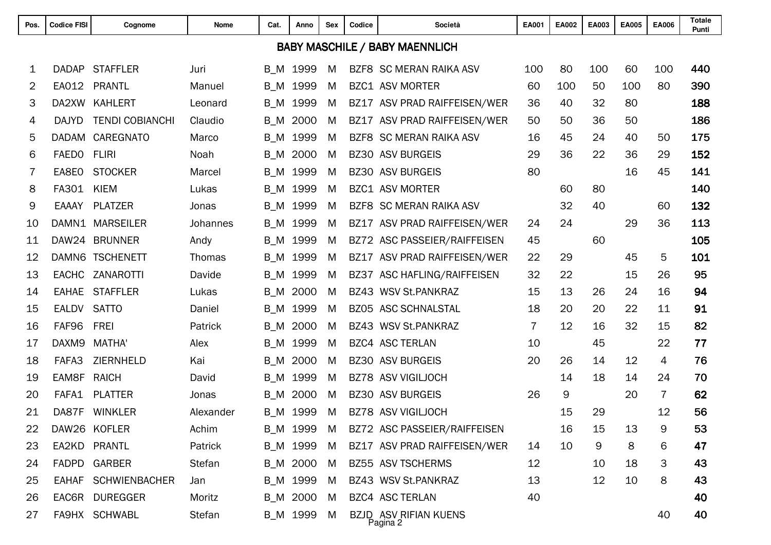| Pos. | Codice FISI | Cognome | Nome | Cat. | Anno | Sex | Codice | Società | EA001 | EA002 | EA003 | EA005 | EA006 | Totale Punti |
|---|---|---|---|---|---|---|---|---|---|---|---|---|---|---|
| **BABY MASCHILE / BABY MAENNLICH** | | | | | | | | | | | | | | |
| 1 | DADAP | STAFFLER | Juri | B_M | 1999 | M | BZF8 | SC MERAN RAIKA ASV | 100 | 80 | 100 | 60 | 100 | **440** |
| 2 | EA012 | PRANTL | Manuel | B_M | 1999 | M | BZC1 | ASV MORTER | 60 | 100 | 50 | 100 | 80 | **390** |
| 3 | DA2XW | KAHLERT | Leonard | B_M | 1999 | M | BZ17 | ASV PRAD RAIFFEISEN/WER | 36 | 40 | 32 | 80 | | **188** |
| 4 | DAJYD | TENDI COBIANCHI | Claudio | B_M | 2000 | M | BZ17 | ASV PRAD RAIFFEISEN/WER | 50 | 50 | 36 | 50 | | **186** |
| 5 | DADAM | CAREGNATO | Marco | B_M | 1999 | M | BZF8 | SC MERAN RAIKA ASV | 16 | 45 | 24 | 40 | 50 | **175** |
| 6 | FAED0 | FLIRI | Noah | B_M | 2000 | M | BZ30 | ASV BURGEIS | 29 | 36 | 22 | 36 | 29 | **152** |
| 7 | EA8E0 | STOCKER | Marcel | B_M | 1999 | M | BZ30 | ASV BURGEIS | 80 | | | 16 | 45 | **141** |
| 8 | FA301 | KIEM | Lukas | B_M | 1999 | M | BZC1 | ASV MORTER | | 60 | 80 | | | **140** |
| 9 | EAAAY | PLATZER | Jonas | B_M | 1999 | M | BZF8 | SC MERAN RAIKA ASV | | 32 | 40 | | 60 | **132** |
| 10 | DAMN1 | MARSEILER | Johannes | B_M | 1999 | M | BZ17 | ASV PRAD RAIFFEISEN/WER | 24 | 24 | | 29 | 36 | **113** |
| 11 | DAW24 | BRUNNER | Andy | B_M | 1999 | M | BZ72 | ASC PASSEIER/RAIFFEISEN | 45 | | 60 | | | **105** |
| 12 | DAMN6 | TSCHENETT | Thomas | B_M | 1999 | M | BZ17 | ASV PRAD RAIFFEISEN/WER | 22 | 29 | | 45 | 5 | **101** |
| 13 | EACHC | ZANAROTTI | Davide | B_M | 1999 | M | BZ37 | ASC HAFLING/RAIFFEISEN | 32 | 22 | | 15 | 26 | **95** |
| 14 | EAHAE | STAFFLER | Lukas | B_M | 2000 | M | BZ43 | WSV St.PANKRAZ | 15 | 13 | 26 | 24 | 16 | **94** |
| 15 | EALDV | SATTO | Daniel | B_M | 1999 | M | BZ05 | ASC SCHNALSTAL | 18 | 20 | 20 | 22 | 11 | **91** |
| 16 | FAF96 | FREI | Patrick | B_M | 2000 | M | BZ43 | WSV St.PANKRAZ | 7 | 12 | 16 | 32 | 15 | **82** |
| 17 | DAXM9 | MATHA' | Alex | B_M | 1999 | M | BZC4 | ASC TERLAN | 10 | | 45 | | 22 | **77** |
| 18 | FAFA3 | ZIERNHELD | Kai | B_M | 2000 | M | BZ30 | ASV BURGEIS | 20 | 26 | 14 | 12 | 4 | **76** |
| 19 | EAM8F | RAICH | David | B_M | 1999 | M | BZ78 | ASV VIGILJOCH | | 14 | 18 | 14 | 24 | **70** |
| 20 | FAFA1 | PLATTER | Jonas | B_M | 2000 | M | BZ30 | ASV BURGEIS | 26 | 9 | | 20 | 7 | **62** |
| 21 | DA87F | WINKLER | Alexander | B_M | 1999 | M | BZ78 | ASV VIGILJOCH | | 15 | 29 | | 12 | **56** |
| 22 | DAW26 | KOFLER | Achim | B_M | 1999 | M | BZ72 | ASC PASSEIER/RAIFFEISEN | | 16 | 15 | 13 | 9 | **53** |
| 23 | EA2KD | PRANTL | Patrick | B_M | 1999 | M | BZ17 | ASV PRAD RAIFFEISEN/WER | 14 | 10 | 9 | 8 | 6 | **47** |
| 24 | FADPD | GARBER | Stefan | B_M | 2000 | M | BZ55 | ASV TSCHERMS | 12 | | 10 | 18 | 3 | **43** |
| 25 | EAHAF | SCHWIENBACHER | Jan | B_M | 1999 | M | BZ43 | WSV St.PANKRAZ | 13 | | 12 | 10 | 8 | **43** |
| 26 | EAC6R | DUREGGER | Moritz | B_M | 2000 | M | BZC4 | ASC TERLAN | 40 | | | | | **40** |
| 27 | FA9HX | SCHWABL | Stefan | B_M | 1999 | M | BZJD | ASV RIFIAN KUENS | | | | | 40 | **40** |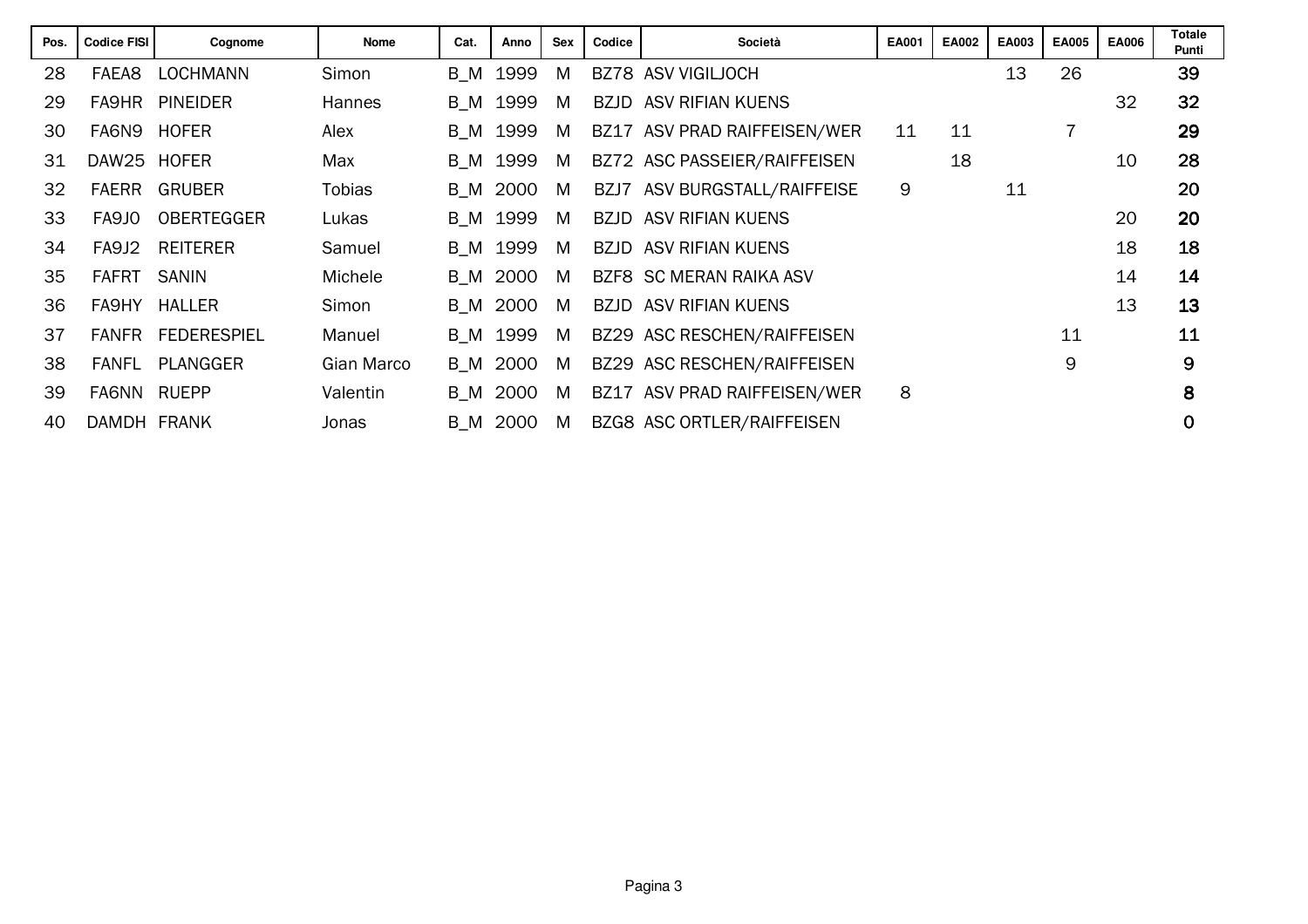| Pos. | Codice FISI | Cognome | Nome | Cat. | Anno | Sex | Codice | Società | EA001 | EA002 | EA003 | EA005 | EA006 | Totale Punti |
|---|---|---|---|---|---|---|---|---|---|---|---|---|---|---|
| 28 | FAEA8 | LOCHMANN | Simon | B_M | 1999 | M | BZ78 | ASV VIGILJOCH | | | 13 | 26 | | **39** |
| 29 | FA9HR | PINEIDER | Hannes | B_M | 1999 | M | BZJD | ASV RIFIAN KUENS | | | | | 32 | **32** |
| 30 | FA6N9 | HOFER | Alex | B_M | 1999 | M | BZ17 | ASV PRAD RAIFFEISEN/WER | 11 | 11 | | 7 | | **29** |
| 31 | DAW25 | HOFER | Max | B_M | 1999 | M | BZ72 | ASC PASSEIER/RAIFFEISEN | | 18 | | | 10 | **28** |
| 32 | FAERR | GRUBER | Tobias | B_M | 2000 | M | BZJ7 | ASV BURGSTALL/RAIFFEISE | 9 | | 11 | | | **20** |
| 33 | FA9J0 | OBERTEGGER | Lukas | B_M | 1999 | M | BZJD | ASV RIFIAN KUENS | | | | | 20 | **20** |
| 34 | FA9J2 | REITERER | Samuel | B_M | 1999 | M | BZJD | ASV RIFIAN KUENS | | | | | 18 | **18** |
| 35 | FAFRT | SANIN | Michele | B_M | 2000 | M | BZF8 | SC MERAN RAIKA ASV | | | | | 14 | **14** |
| 36 | FA9HY | HALLER | Simon | B_M | 2000 | M | BZJD | ASV RIFIAN KUENS | | | | | 13 | **13** |
| 37 | FANFR | FEDERESPIEL | Manuel | B_M | 1999 | M | BZ29 | ASC RESCHEN/RAIFFEISEN | | | | 11 | | **11** |
| 38 | FANFL | PLANGGER | Gian Marco | B_M | 2000 | M | BZ29 | ASC RESCHEN/RAIFFEISEN | | | | 9 | | **9** |
| 39 | FA6NN | RUEPP | Valentin | B_M | 2000 | M | BZ17 | ASV PRAD RAIFFEISEN/WER | 8 | | | | | **8** |
| 40 | DAMDH | FRANK | Jonas | B_M | 2000 | M | BZG8 | ASC ORTLER/RAIFFEISEN | | | | | | **0** |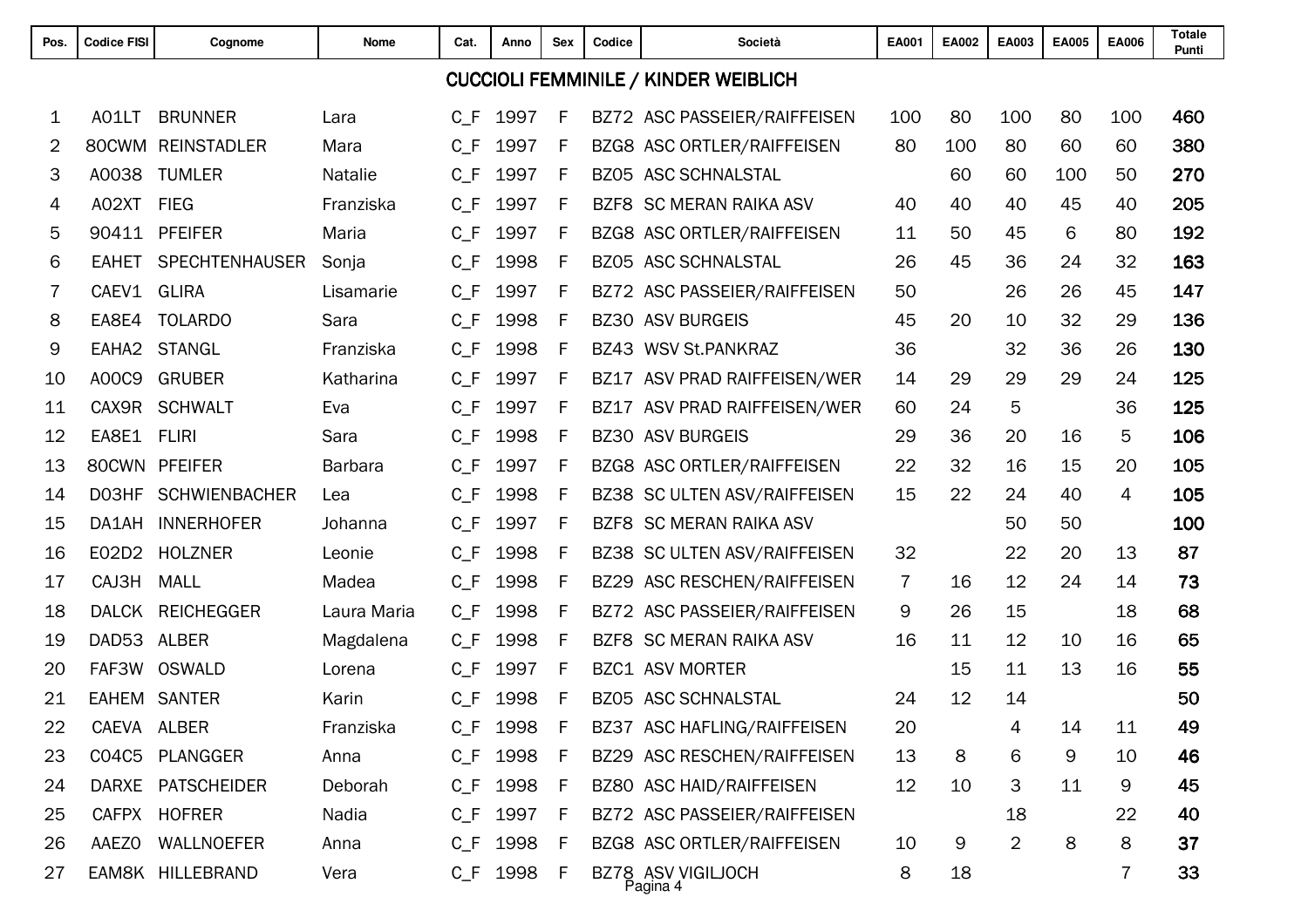| Pos. | Codice FISI | Cognome | Nome | Cat. | Anno | Sex | Codice | Società | EA001 | EA002 | EA003 | EA005 | EA006 | Totale Punti |
|---|---|---|---|---|---|---|---|---|---|---|---|---|---|---|
| **CUCCIOLI FEMMINILE / KINDER WEIBLICH** | | | | | | | | | | | | | | |
| 1 | A01LT | BRUNNER | Lara | C_F | 1997 | F | BZ72 | ASC PASSEIER/RAIFFEISEN | 100 | 80 | 100 | 80 | 100 | **460** |
| 2 | 80CWM | REINSTADLER | Mara | C_F | 1997 | F | BZG8 | ASC ORTLER/RAIFFEISEN | 80 | 100 | 80 | 60 | 60 | **380** |
| 3 | A0038 | TUMLER | Natalie | C_F | 1997 | F | BZ05 | ASC SCHNALSTAL | | 60 | 60 | 100 | 50 | **270** |
| 4 | A02XT | FIEG | Franziska | C_F | 1997 | F | BZF8 | SC MERAN RAIKA ASV | 40 | 40 | 40 | 45 | 40 | **205** |
| 5 | 90411 | PFEIFER | Maria | C_F | 1997 | F | BZG8 | ASC ORTLER/RAIFFEISEN | 11 | 50 | 45 | 6 | 80 | **192** |
| 6 | EAHET | SPECHTENHAUSER | Sonja | C_F | 1998 | F | BZ05 | ASC SCHNALSTAL | 26 | 45 | 36 | 24 | 32 | **163** |
| 7 | CAEV1 | GLIRA | Lisamarie | C_F | 1997 | F | BZ72 | ASC PASSEIER/RAIFFEISEN | 50 | | 26 | 26 | 45 | **147** |
| 8 | EA8E4 | TOLARDO | Sara | C_F | 1998 | F | BZ30 | ASV BURGEIS | 45 | 20 | 10 | 32 | 29 | **136** |
| 9 | EAHA2 | STANGL | Franziska | C_F | 1998 | F | BZ43 | WSV St.PANKRAZ | 36 | | 32 | 36 | 26 | **130** |
| 10 | A00C9 | GRUBER | Katharina | C_F | 1997 | F | BZ17 | ASV PRAD RAIFFEISEN/WER | 14 | 29 | 29 | 29 | 24 | **125** |
| 11 | CAX9R | SCHWALT | Eva | C_F | 1997 | F | BZ17 | ASV PRAD RAIFFEISEN/WER | 60 | 24 | 5 | | 36 | **125** |
| 12 | EA8E1 | FLIRI | Sara | C_F | 1998 | F | BZ30 | ASV BURGEIS | 29 | 36 | 20 | 16 | 5 | **106** |
| 13 | 80CWN | PFEIFER | Barbara | C_F | 1997 | F | BZG8 | ASC ORTLER/RAIFFEISEN | 22 | 32 | 16 | 15 | 20 | **105** |
| 14 | D03HF | SCHWIENBACHER | Lea | C_F | 1998 | F | BZ38 | SC ULTEN ASV/RAIFFEISEN | 15 | 22 | 24 | 40 | 4 | **105** |
| 15 | DA1AH | INNERHOFER | Johanna | C_F | 1997 | F | BZF8 | SC MERAN RAIKA ASV | | | 50 | 50 | | **100** |
| 16 | E02D2 | HOLZNER | Leonie | C_F | 1998 | F | BZ38 | SC ULTEN ASV/RAIFFEISEN | 32 | | 22 | 20 | 13 | **87** |
| 17 | CAJ3H | MALL | Madea | C_F | 1998 | F | BZ29 | ASC RESCHEN/RAIFFEISEN | 7 | 16 | 12 | 24 | 14 | **73** |
| 18 | DALCK | REICHEGGER | Laura Maria | C_F | 1998 | F | BZ72 | ASC PASSEIER/RAIFFEISEN | 9 | 26 | 15 | | 18 | **68** |
| 19 | DAD53 | ALBER | Magdalena | C_F | 1998 | F | BZF8 | SC MERAN RAIKA ASV | 16 | 11 | 12 | 10 | 16 | **65** |
| 20 | FAF3W | OSWALD | Lorena | C_F | 1997 | F | BZC1 | ASV MORTER | | 15 | 11 | 13 | 16 | **55** |
| 21 | EAHEM | SANTER | Karin | C_F | 1998 | F | BZ05 | ASC SCHNALSTAL | 24 | 12 | 14 | | | **50** |
| 22 | CAEVA | ALBER | Franziska | C_F | 1998 | F | BZ37 | ASC HAFLING/RAIFFEISEN | 20 | | 4 | 14 | 11 | **49** |
| 23 | C04C5 | PLANGGER | Anna | C_F | 1998 | F | BZ29 | ASC RESCHEN/RAIFFEISEN | 13 | 8 | 6 | 9 | 10 | **46** |
| 24 | DARXE | PATSCHEIDER | Deborah | C_F | 1998 | F | BZ80 | ASC HAID/RAIFFEISEN | 12 | 10 | 3 | 11 | 9 | **45** |
| 25 | CAFPX | HOFRER | Nadia | C_F | 1997 | F | BZ72 | ASC PASSEIER/RAIFFEISEN | | | 18 | | 22 | **40** |
| 26 | AAEZ0 | WALLNOEFER | Anna | C_F | 1998 | F | BZG8 | ASC ORTLER/RAIFFEISEN | 10 | 9 | 2 | 8 | 8 | **37** |
| 27 | EAM8K | HILLEBRAND | Vera | C_F | 1998 | F | BZ78 | ASV VIGILJOCH | 8 | 18 | | | 7 | **33** |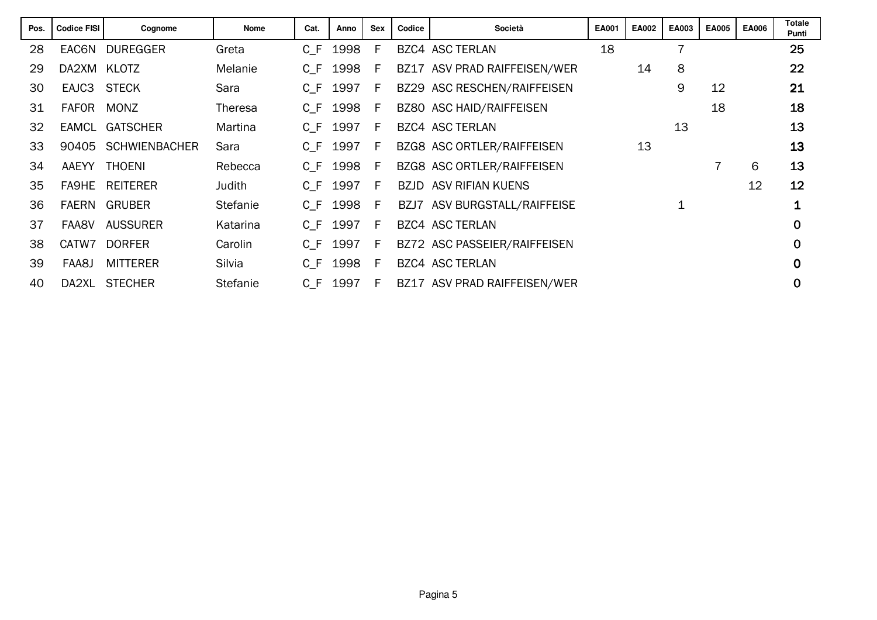| Pos. | Codice FISI | Cognome | Nome | Cat. | Anno | Sex | Codice | Società | EA001 | EA002 | EA003 | EA005 | EA006 | Totale Punti |
|---|---|---|---|---|---|---|---|---|---|---|---|---|---|---|
| 28 | EAC6N | DUREGGER | Greta | C_F | 1998 | F | BZC4 | ASC TERLAN | 18 | | 7 | | | 25 |
| 29 | DA2XM | KLOTZ | Melanie | C_F | 1998 | F | BZ17 | ASV PRAD RAIFFEISEN/WER | | 14 | 8 | | | 22 |
| 30 | EAJC3 | STECK | Sara | C_F | 1997 | F | BZ29 | ASC RESCHEN/RAIFFEISEN | | | 9 | 12 | | 21 |
| 31 | FAF0R | MONZ | Theresa | C_F | 1998 | F | BZ80 | ASC HAID/RAIFFEISEN | | | | 18 | | 18 |
| 32 | EAMCL | GATSCHER | Martina | C_F | 1997 | F | BZC4 | ASC TERLAN | | | 13 | | | 13 |
| 33 | 90405 | SCHWIENBACHER | Sara | C_F | 1997 | F | BZG8 | ASC ORTLER/RAIFFEISEN | | 13 | | | | 13 |
| 34 | AAEYY | THOENI | Rebecca | C_F | 1998 | F | BZG8 | ASC ORTLER/RAIFFEISEN | | | | 7 | 6 | 13 |
| 35 | FA9HE | REITERER | Judith | C_F | 1997 | F | BZJD | ASV RIFIAN KUENS | | | | | 12 | 12 |
| 36 | FAERN | GRUBER | Stefanie | C_F | 1998 | F | BZJ7 | ASV BURGSTALL/RAIFFEISE | | | 1 | | | 1 |
| 37 | FAA8V | AUSSURER | Katarina | C_F | 1997 | F | BZC4 | ASC TERLAN | | | | | | 0 |
| 38 | CATW7 | DORFER | Carolin | C_F | 1997 | F | BZ72 | ASC PASSEIER/RAIFFEISEN | | | | | | 0 |
| 39 | FAA8J | MITTERER | Silvia | C_F | 1998 | F | BZC4 | ASC TERLAN | | | | | | 0 |
| 40 | DA2XL | STECHER | Stefanie | C_F | 1997 | F | BZ17 | ASV PRAD RAIFFEISEN/WER | | | | | | 0 |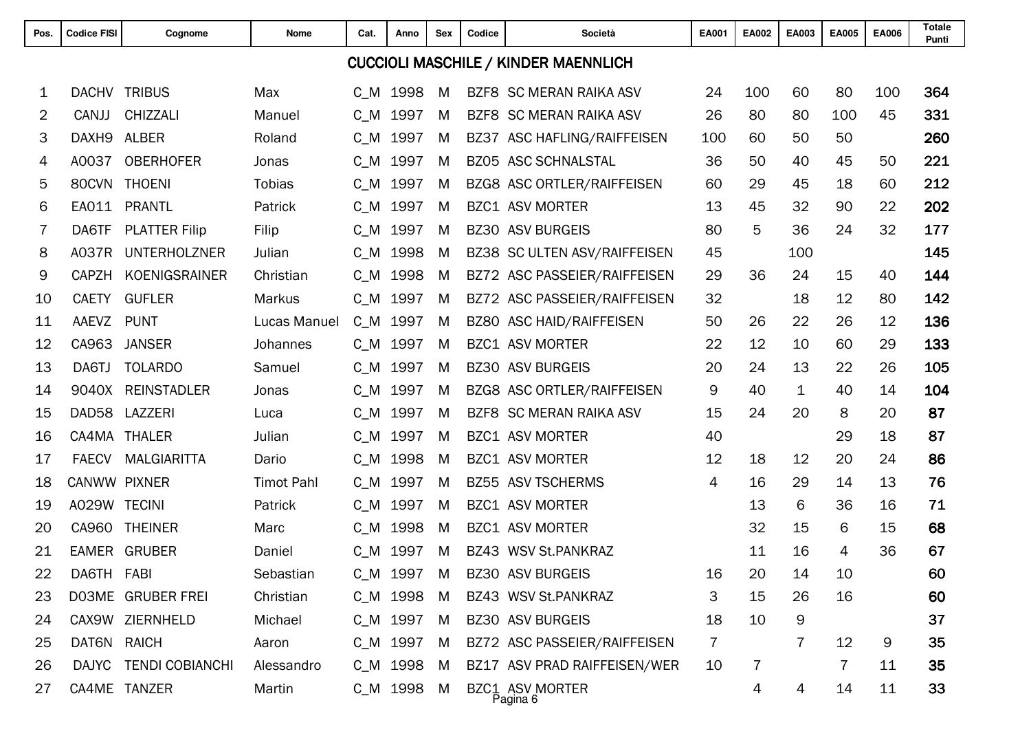## CUCCIOLI MASCHILE / KINDER MAENNLICH

| Pos. | Codice FISI | Cognome | Nome | Cat. | Anno | Sex | Codice | Società | EA001 | EA002 | EA003 | EA005 | EA006 | Totale Punti |
|---|---|---|---|---|---|---|---|---|---|---|---|---|---|---|
| 1 | DACHV | TRIBUS | Max | C_M | 1998 | M | BZF8 | SC MERAN RAIKA ASV | 24 | 100 | 60 | 80 | 100 | **364** |
| 2 | CANJJ | CHIZZALI | Manuel | C_M | 1997 | M | BZF8 | SC MERAN RAIKA ASV | 26 | 80 | 80 | 100 | 45 | **331** |
| 3 | DAXH9 | ALBER | Roland | C_M | 1997 | M | BZ37 | ASC HAFLING/RAIFFEISEN | 100 | 60 | 50 | 50 | | **260** |
| 4 | A0037 | OBERHOFER | Jonas | C_M | 1997 | M | BZ05 | ASC SCHNALSTAL | 36 | 50 | 40 | 45 | 50 | **221** |
| 5 | 80CVN | THOENI | Tobias | C_M | 1997 | M | BZG8 | ASC ORTLER/RAIFFEISEN | 60 | 29 | 45 | 18 | 60 | **212** |
| 6 | EA011 | PRANTL | Patrick | C_M | 1997 | M | BZC1 | ASV MORTER | 13 | 45 | 32 | 90 | 22 | **202** |
| 7 | DA6TF | PLATTER Filip | Filip | C_M | 1997 | M | BZ30 | ASV BURGEIS | 80 | 5 | 36 | 24 | 32 | **177** |
| 8 | A037R | UNTERHOLZNER | Julian | C_M | 1998 | M | BZ38 | SC ULTEN ASV/RAIFFEISEN | 45 | | 100 | | | **145** |
| 9 | CAPZH | KOENIGSRAINER | Christian | C_M | 1998 | M | BZ72 | ASC PASSEIER/RAIFFEISEN | 29 | 36 | 24 | 15 | 40 | **144** |
| 10 | CAETY | GUFLER | Markus | C_M | 1997 | M | BZ72 | ASC PASSEIER/RAIFFEISEN | 32 | | 18 | 12 | 80 | **142** |
| 11 | AAEVZ | PUNT | Lucas Manuel | C_M | 1997 | M | BZ80 | ASC HAID/RAIFFEISEN | 50 | 26 | 22 | 26 | 12 | **136** |
| 12 | CA963 | JANSER | Johannes | C_M | 1997 | M | BZC1 | ASV MORTER | 22 | 12 | 10 | 60 | 29 | **133** |
| 13 | DA6TJ | TOLARDO | Samuel | C_M | 1997 | M | BZ30 | ASV BURGEIS | 20 | 24 | 13 | 22 | 26 | **105** |
| 14 | 9040X | REINSTADLER | Jonas | C_M | 1997 | M | BZG8 | ASC ORTLER/RAIFFEISEN | 9 | 40 | 1 | 40 | 14 | **104** |
| 15 | DAD58 | LAZZERI | Luca | C_M | 1997 | M | BZF8 | SC MERAN RAIKA ASV | 15 | 24 | 20 | 8 | 20 | **87** |
| 16 | CA4MA | THALER | Julian | C_M | 1997 | M | BZC1 | ASV MORTER | 40 | | | 29 | 18 | **87** |
| 17 | FAECV | MALGIARITTA | Dario | C_M | 1998 | M | BZC1 | ASV MORTER | 12 | 18 | 12 | 20 | 24 | **86** |
| 18 | CANWW | PIXNER | Timot Pahl | C_M | 1997 | M | BZ55 | ASV TSCHERMS | 4 | 16 | 29 | 14 | 13 | **76** |
| 19 | A029W | TECINI | Patrick | C_M | 1997 | M | BZC1 | ASV MORTER | | 13 | 6 | 36 | 16 | **71** |
| 20 | CA960 | THEINER | Marc | C_M | 1998 | M | BZC1 | ASV MORTER | | 32 | 15 | 6 | 15 | **68** |
| 21 | EAMER | GRUBER | Daniel | C_M | 1997 | M | BZ43 | WSV St.PANKRAZ | | 11 | 16 | 4 | 36 | **67** |
| 22 | DA6TH | FABI | Sebastian | C_M | 1997 | M | BZ30 | ASV BURGEIS | 16 | 20 | 14 | 10 | | **60** |
| 23 | D03ME | GRUBER FREI | Christian | C_M | 1998 | M | BZ43 | WSV St.PANKRAZ | 3 | 15 | 26 | 16 | | **60** |
| 24 | CAX9W | ZIERNHELD | Michael | C_M | 1997 | M | BZ30 | ASV BURGEIS | 18 | 10 | 9 | | | **37** |
| 25 | DAT6N | RAICH | Aaron | C_M | 1997 | M | BZ72 | ASC PASSEIER/RAIFFEISEN | 7 | | 7 | 12 | 9 | **35** |
| 26 | DAJYC | TENDI COBIANCHI | Alessandro | C_M | 1998 | M | BZ17 | ASV PRAD RAIFFEISEN/WER | 10 | 7 | | 7 | 11 | **35** |
| 27 | CA4ME | TANZER | Martin | C_M | 1998 | M | BZC1 | ASV MORTER | | 4 | 4 | 14 | 11 | **33** |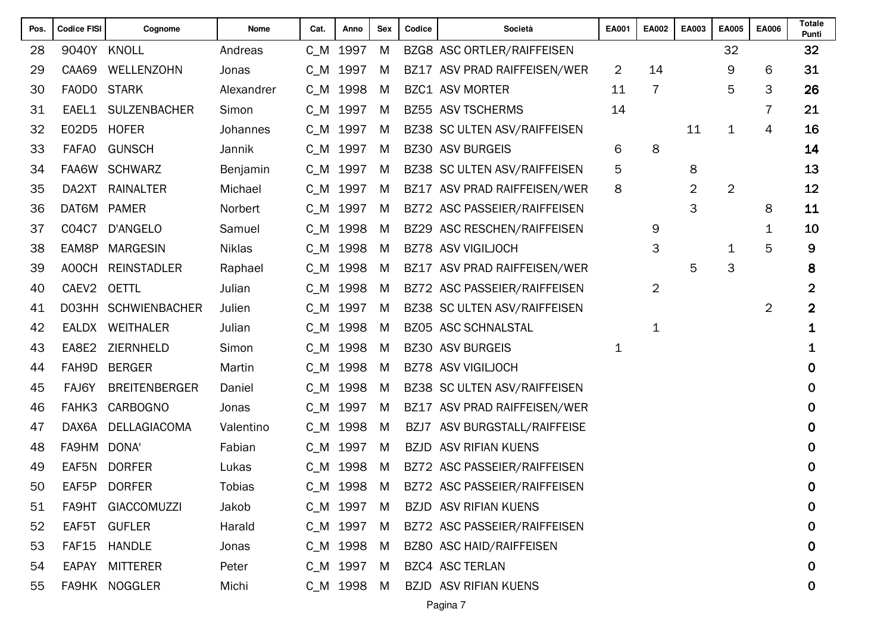| Pos. | Codice FISI | Cognome | Nome | Cat. | Anno | Sex | Codice | Società | EA001 | EA002 | EA003 | EA005 | EA006 | Totale Punti |
|---|---|---|---|---|---|---|---|---|---|---|---|---|---|---|
| 28 | 9040Y | KNOLL | Andreas | C_M | 1997 | M | BZG8 | ASC ORTLER/RAIFFEISEN | | | | 32 | | **32** |
| 29 | CAA69 | WELLENZOHN | Jonas | C_M | 1997 | M | BZ17 | ASV PRAD RAIFFEISEN/WER | 2 | 14 | | 9 | 6 | **31** |
| 30 | FA0D0 | STARK | Alexandrer | C_M | 1998 | M | BZC1 | ASV MORTER | 11 | 7 | | 5 | 3 | **26** |
| 31 | EAEL1 | SULZENBACHER | Simon | C_M | 1997 | M | BZ55 | ASV TSCHERMS | 14 | | | | 7 | **21** |
| 32 | E02D5 | HOFER | Johannes | C_M | 1997 | M | BZ38 | SC ULTEN ASV/RAIFFEISEN | | | 11 | 1 | 4 | **16** |
| 33 | FAFA0 | GUNSCH | Jannik | C_M | 1997 | M | BZ30 | ASV BURGEIS | 6 | 8 | | | | **14** |
| 34 | FAA6W | SCHWARZ | Benjamin | C_M | 1997 | M | BZ38 | SC ULTEN ASV/RAIFFEISEN | 5 | | 8 | | | **13** |
| 35 | DA2XT | RAINALTER | Michael | C_M | 1997 | M | BZ17 | ASV PRAD RAIFFEISEN/WER | 8 | | 2 | 2 | | **12** |
| 36 | DAT6M | PAMER | Norbert | C_M | 1997 | M | BZ72 | ASC PASSEIER/RAIFFEISEN | | | 3 | | 8 | **11** |
| 37 | C04C7 | D'ANGELO | Samuel | C_M | 1998 | M | BZ29 | ASC RESCHEN/RAIFFEISEN | | 9 | | | 1 | **10** |
| 38 | EAM8P | MARGESIN | Niklas | C_M | 1998 | M | BZ78 | ASV VIGILJOCH | | 3 | | 1 | 5 | **9** |
| 39 | A00CH | REINSTADLER | Raphael | C_M | 1998 | M | BZ17 | ASV PRAD RAIFFEISEN/WER | | | 5 | 3 | | **8** |
| 40 | CAEV2 | OETTL | Julian | C_M | 1998 | M | BZ72 | ASC PASSEIER/RAIFFEISEN | | 2 | | | | **2** |
| 41 | D03HH | SCHWIENBACHER | Julien | C_M | 1997 | M | BZ38 | SC ULTEN ASV/RAIFFEISEN | | | | | 2 | **2** |
| 42 | EALDX | WEITHALER | Julian | C_M | 1998 | M | BZ05 | ASC SCHNALSTAL | | 1 | | | | **1** |
| 43 | EA8E2 | ZIERNHELD | Simon | C_M | 1998 | M | BZ30 | ASV BURGEIS | 1 | | | | | **1** |
| 44 | FAH9D | BERGER | Martin | C_M | 1998 | M | BZ78 | ASV VIGILJOCH | | | | | | **0** |
| 45 | FAJ6Y | BREITENBERGER | Daniel | C_M | 1998 | M | BZ38 | SC ULTEN ASV/RAIFFEISEN | | | | | | **0** |
| 46 | FAHK3 | CARBOGNO | Jonas | C_M | 1997 | M | BZ17 | ASV PRAD RAIFFEISEN/WER | | | | | | **0** |
| 47 | DAX6A | DELLAGIACOMA | Valentino | C_M | 1998 | M | BZJ7 | ASV BURGSTALL/RAIFFEISE | | | | | | **0** |
| 48 | FA9HM | DONA' | Fabian | C_M | 1997 | M | BZJD | ASV RIFIAN KUENS | | | | | | **0** |
| 49 | EAF5N | DORFER | Lukas | C_M | 1998 | M | BZ72 | ASC PASSEIER/RAIFFEISEN | | | | | | **0** |
| 50 | EAF5P | DORFER | Tobias | C_M | 1998 | M | BZ72 | ASC PASSEIER/RAIFFEISEN | | | | | | **0** |
| 51 | FA9HT | GIACCOMUZZI | Jakob | C_M | 1997 | M | BZJD | ASV RIFIAN KUENS | | | | | | **0** |
| 52 | EAF5T | GUFLER | Harald | C_M | 1997 | M | BZ72 | ASC PASSEIER/RAIFFEISEN | | | | | | **0** |
| 53 | FAF15 | HANDLE | Jonas | C_M | 1998 | M | BZ80 | ASC HAID/RAIFFEISEN | | | | | | **0** |
| 54 | EAPAY | MITTERER | Peter | C_M | 1997 | M | BZC4 | ASC TERLAN | | | | | | **0** |
| 55 | FA9HK | NOGGLER | Michi | C_M | 1998 | M | BZJD | ASV RIFIAN KUENS | | | | | | **0** |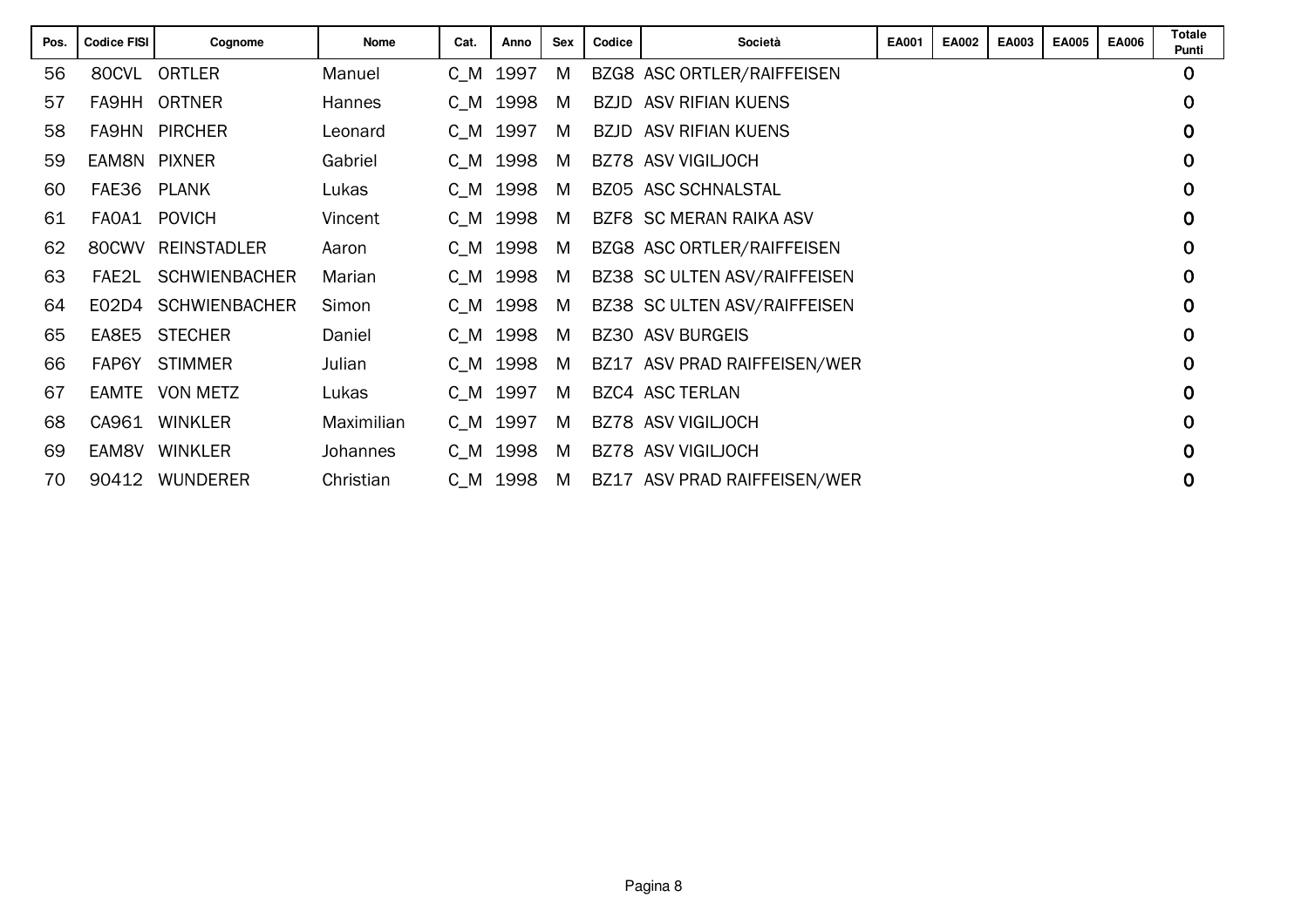| Pos. | Codice FISI | Cognome | Nome | Cat. | Anno | Sex | Codice | Società | EA001 | EA002 | EA003 | EA005 | EA006 | Totale Punti |
|---|---|---|---|---|---|---|---|---|---|---|---|---|---|---|
| 56 | 80CVL | ORTLER | Manuel | C_M | 1997 | M | BZG8 | ASC ORTLER/RAIFFEISEN | | | | | | 0 |
| 57 | FA9HH | ORTNER | Hannes | C_M | 1998 | M | BZJD | ASV RIFIAN KUENS | | | | | | 0 |
| 58 | FA9HN | PIRCHER | Leonard | C_M | 1997 | M | BZJD | ASV RIFIAN KUENS | | | | | | 0 |
| 59 | EAM8N | PIXNER | Gabriel | C_M | 1998 | M | BZ78 | ASV VIGILJOCH | | | | | | 0 |
| 60 | FAE36 | PLANK | Lukas | C_M | 1998 | M | BZ05 | ASC SCHNALSTAL | | | | | | 0 |
| 61 | FA0A1 | POVICH | Vincent | C_M | 1998 | M | BZF8 | SC MERAN RAIKA ASV | | | | | | 0 |
| 62 | 80CWV | REINSTADLER | Aaron | C_M | 1998 | M | BZG8 | ASC ORTLER/RAIFFEISEN | | | | | | 0 |
| 63 | FAE2L | SCHWIENBACHER | Marian | C_M | 1998 | M | BZ38 | SC ULTEN ASV/RAIFFEISEN | | | | | | 0 |
| 64 | E02D4 | SCHWIENBACHER | Simon | C_M | 1998 | M | BZ38 | SC ULTEN ASV/RAIFFEISEN | | | | | | 0 |
| 65 | EA8E5 | STECHER | Daniel | C_M | 1998 | M | BZ30 | ASV BURGEIS | | | | | | 0 |
| 66 | FAP6Y | STIMMER | Julian | C_M | 1998 | M | BZ17 | ASV PRAD RAIFFEISEN/WER | | | | | | 0 |
| 67 | EAMTE | VON METZ | Lukas | C_M | 1997 | M | BZC4 | ASC TERLAN | | | | | | 0 |
| 68 | CA961 | WINKLER | Maximilian | C_M | 1997 | M | BZ78 | ASV VIGILJOCH | | | | | | 0 |
| 69 | EAM8V | WINKLER | Johannes | C_M | 1998 | M | BZ78 | ASV VIGILJOCH | | | | | | 0 |
| 70 | 90412 | WUNDERER | Christian | C_M | 1998 | M | BZ17 | ASV PRAD RAIFFEISEN/WER | | | | | | 0 |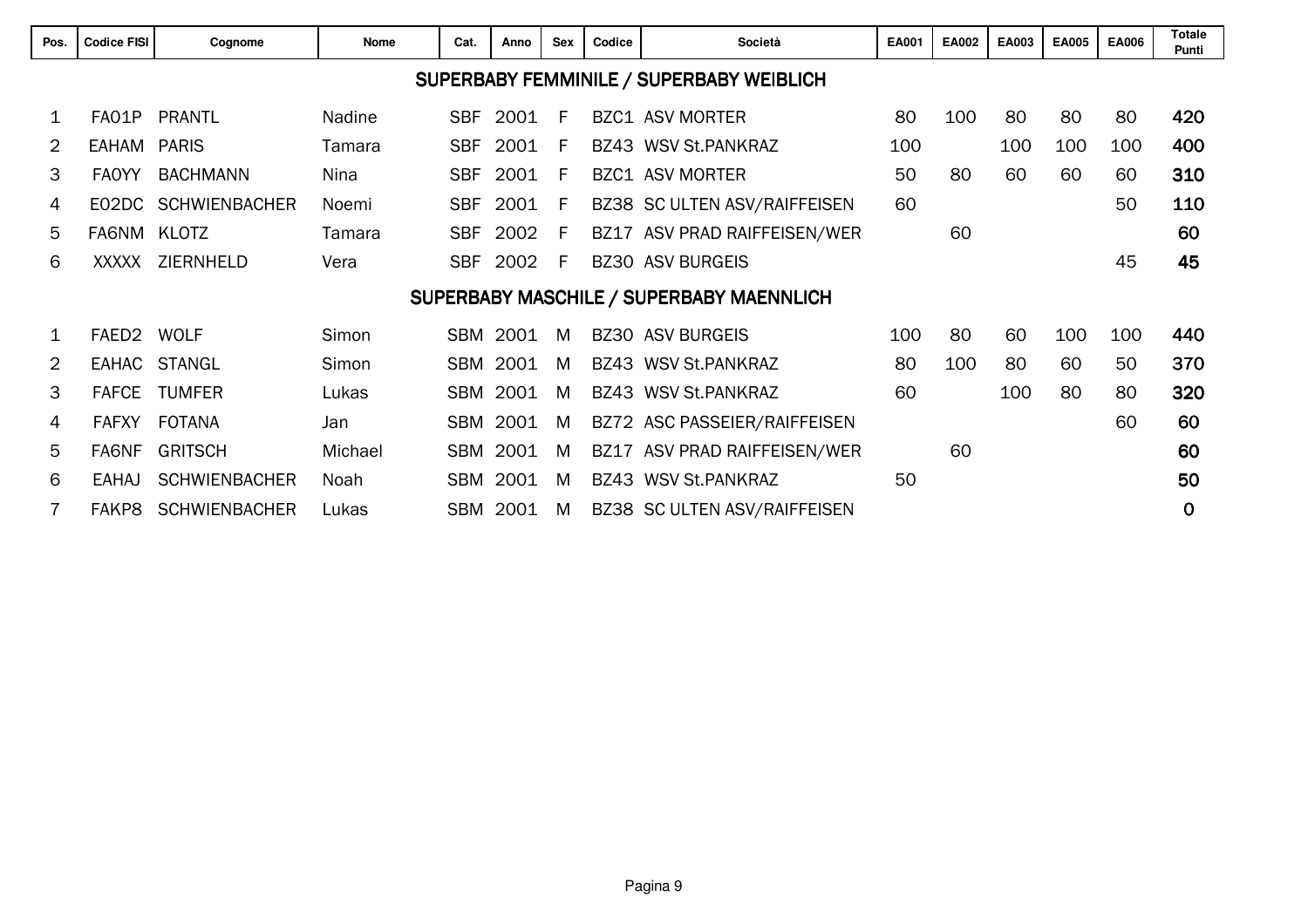| Pos. | Codice FISI | Cognome | Nome | Cat. | Anno | Sex | Codice | Società | EA001 | EA002 | EA003 | EA005 | EA006 | Totale Punti |
|---|---|---|---|---|---|---|---|---|---|---|---|---|---|---|
| **SUPERBABY FEMMINILE / SUPERBABY WEIBLICH** | | | | | | | | | | | | | | |
| 1 | FA01P | PRANTL | Nadine | SBF | 2001 | F | BZC1 | ASV MORTER | 80 | 100 | 80 | 80 | 80 | **420** |
| 2 | EAHAM | PARIS | Tamara | SBF | 2001 | F | BZ43 | WSV St.PANKRAZ | 100 | | 100 | 100 | 100 | **400** |
| 3 | FA0YY | BACHMANN | Nina | SBF | 2001 | F | BZC1 | ASV MORTER | 50 | 80 | 60 | 60 | 60 | **310** |
| 4 | E02DC | SCHWIENBACHER | Noemi | SBF | 2001 | F | BZ38 | SC ULTEN ASV/RAIFFEISEN | 60 | | | | 50 | **110** |
| 5 | FA6NM | KLOTZ | Tamara | SBF | 2002 | F | BZ17 | ASV PRAD RAIFFEISEN/WER | | 60 | | | | **60** |
| 6 | XXXXX | ZIERNHELD | Vera | SBF | 2002 | F | BZ30 | ASV BURGEIS | | | | | 45 | **45** |
| **SUPERBABY MASCHILE / SUPERBABY MAENNLICH** | | | | | | | | | | | | | | |
| 1 | FAED2 | WOLF | Simon | SBM | 2001 | M | BZ30 | ASV BURGEIS | 100 | 80 | 60 | 100 | 100 | **440** |
| 2 | EAHAC | STANGL | Simon | SBM | 2001 | M | BZ43 | WSV St.PANKRAZ | 80 | 100 | 80 | 60 | 50 | **370** |
| 3 | FAFCE | TUMFER | Lukas | SBM | 2001 | M | BZ43 | WSV St.PANKRAZ | 60 | | 100 | 80 | 80 | **320** |
| 4 | FAFXY | FOTANA | Jan | SBM | 2001 | M | BZ72 | ASC PASSEIER/RAIFFEISEN | | | | | 60 | **60** |
| 5 | FA6NF | GRITSCH | Michael | SBM | 2001 | M | BZ17 | ASV PRAD RAIFFEISEN/WER | | 60 | | | | **60** |
| 6 | EAHAJ | SCHWIENBACHER | Noah | SBM | 2001 | M | BZ43 | WSV St.PANKRAZ | 50 | | | | | **50** |
| 7 | FAKP8 | SCHWIENBACHER | Lukas | SBM | 2001 | M | BZ38 | SC ULTEN ASV/RAIFFEISEN | | | | | | **0** |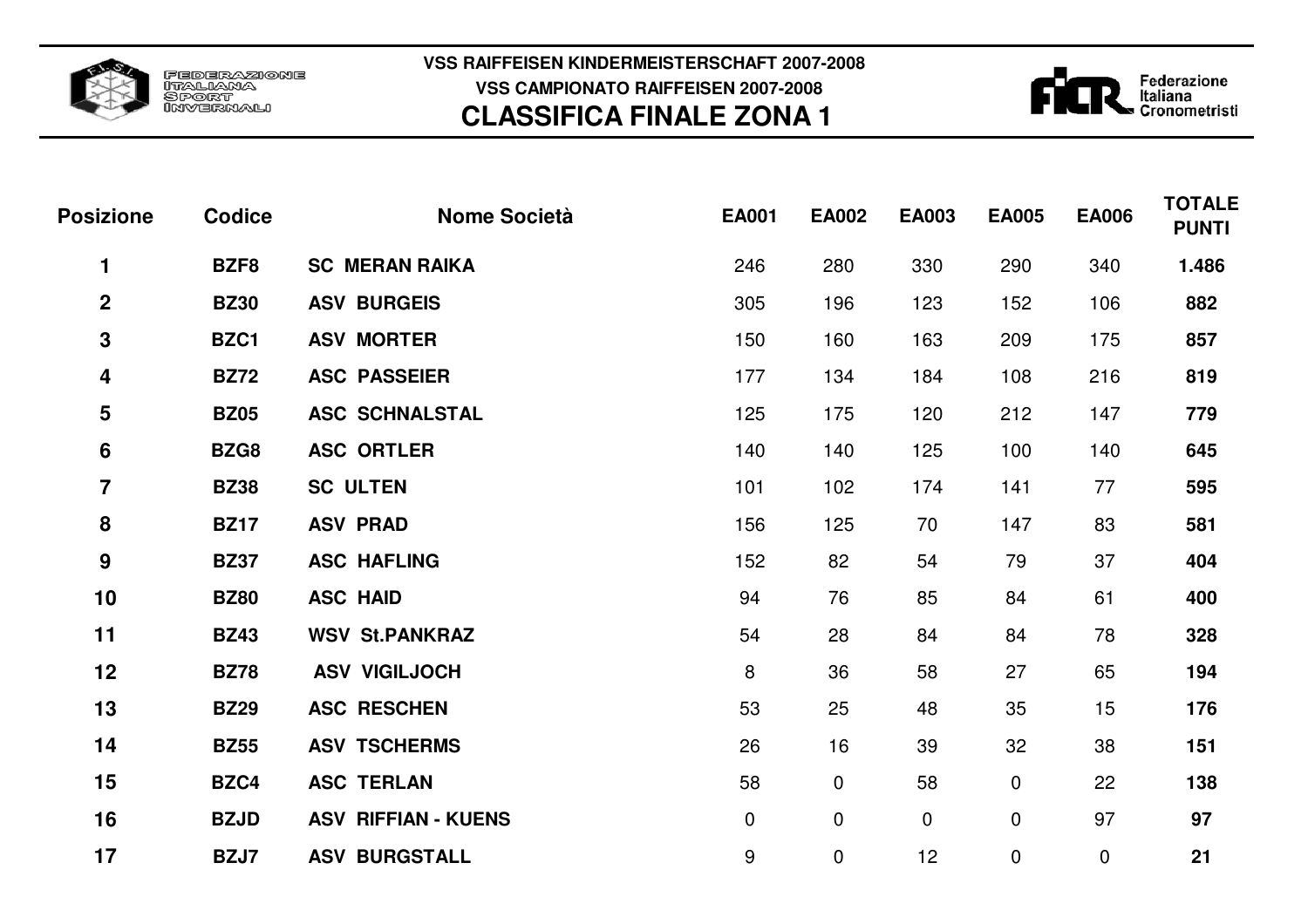FEDERAZIONE ITALIANA SPORT INVERNALI

VSS RAIFFEISEN KINDERMEISTERSCHAFT 2007-2008

VSS CAMPIONATO RAIFFEISEN 2007-2008

# CLASSIFICA FINALE ZONA 1

Federazione Italiana Cronometristi

| Posizione | Codice | Nome Società | EA001 | EA002 | EA003 | EA005 | EA006 | TOTALE PUNTI |
|---|---|---|---|---|---|---|---|---|
| 1 | BZF8 | SC MERAN RAIKA | 246 | 280 | 330 | 290 | 340 | 1.486 |
| 2 | BZ30 | ASV BURGEIS | 305 | 196 | 123 | 152 | 106 | 882 |
| 3 | BZC1 | ASV MORTER | 150 | 160 | 163 | 209 | 175 | 857 |
| 4 | BZ72 | ASC PASSEIER | 177 | 134 | 184 | 108 | 216 | 819 |
| 5 | BZ05 | ASC SCHNALSTAL | 125 | 175 | 120 | 212 | 147 | 779 |
| 6 | BZG8 | ASC ORTLER | 140 | 140 | 125 | 100 | 140 | 645 |
| 7 | BZ38 | SC ULTEN | 101 | 102 | 174 | 141 | 77 | 595 |
| 8 | BZ17 | ASV PRAD | 156 | 125 | 70 | 147 | 83 | 581 |
| 9 | BZ37 | ASC HAFLING | 152 | 82 | 54 | 79 | 37 | 404 |
| 10 | BZ80 | ASC HAID | 94 | 76 | 85 | 84 | 61 | 400 |
| 11 | BZ43 | WSV St.PANKRAZ | 54 | 28 | 84 | 84 | 78 | 328 |
| 12 | BZ78 | ASV VIGILJOCH | 8 | 36 | 58 | 27 | 65 | 194 |
| 13 | BZ29 | ASC RESCHEN | 53 | 25 | 48 | 35 | 15 | 176 |
| 14 | BZ55 | ASV TSCHERMS | 26 | 16 | 39 | 32 | 38 | 151 |
| 15 | BZC4 | ASC TERLAN | 58 | 0 | 58 | 0 | 22 | 138 |
| 16 | BZJD | ASV RIFFIAN - KUENS | 0 | 0 | 0 | 0 | 97 | 97 |
| 17 | BZJ7 | ASV BURGSTALL | 9 | 0 | 12 | 0 | 0 | 21 |